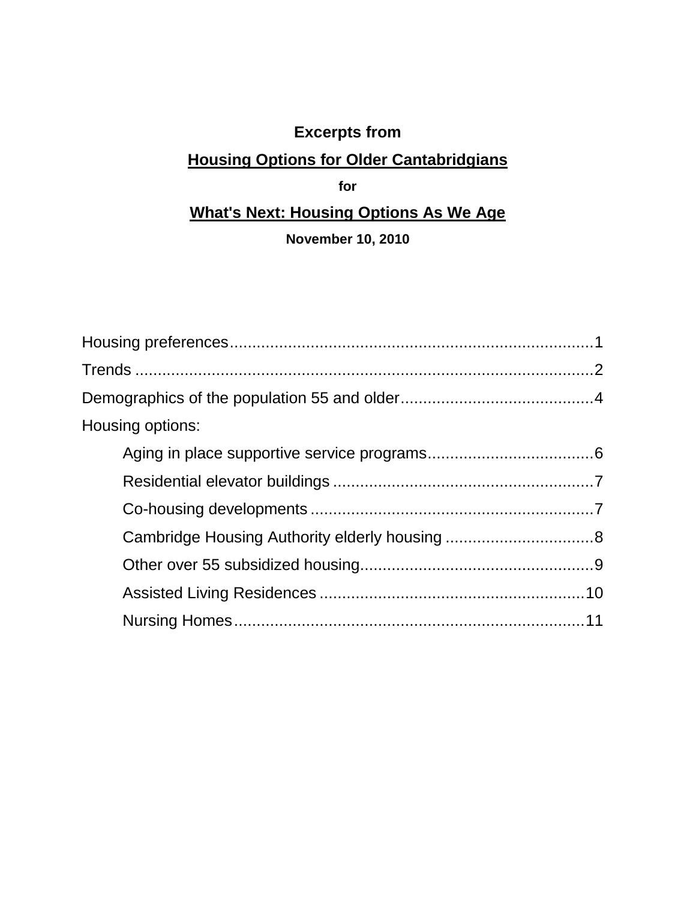**Excerpts from**

# Housing Options for Older Cantabridgians

**for**

## What's Next: Housing Options As We Age

**November 10, 2010**

Housing preferences.................................................................................1

Trends .......................................................................................................2

Demographics of the population 55 and older...........................................4

Housing options:

- Aging in place supportive service programs.....................................6
- Residential elevator buildings ..........................................................7
- Co-housing developments ...............................................................7
- Cambridge Housing Authority elderly housing .................................8
- Other over 55 subsidized housing....................................................9
- Assisted Living Residences ...........................................................10
- Nursing Homes...............................................................................11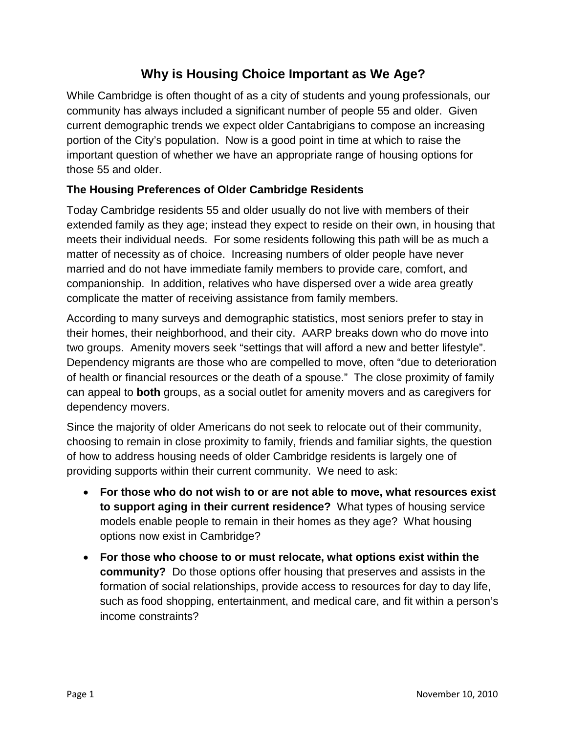# Why is Housing Choice Important as We Age?

While Cambridge is often thought of as a city of students and young professionals, our community has always included a significant number of people 55 and older. Given current demographic trends we expect older Cantabrigians to compose an increasing portion of the City's population. Now is a good point in time at which to raise the important question of whether we have an appropriate range of housing options for those 55 and older.

### The Housing Preferences of Older Cambridge Residents

Today Cambridge residents 55 and older usually do not live with members of their extended family as they age; instead they expect to reside on their own, in housing that meets their individual needs. For some residents following this path will be as much a matter of necessity as of choice. Increasing numbers of older people have never married and do not have immediate family members to provide care, comfort, and companionship. In addition, relatives who have dispersed over a wide area greatly complicate the matter of receiving assistance from family members.

According to many surveys and demographic statistics, most seniors prefer to stay in their homes, their neighborhood, and their city. AARP breaks down who do move into two groups. Amenity movers seek "settings that will afford a new and better lifestyle". Dependency migrants are those who are compelled to move, often "due to deterioration of health or financial resources or the death of a spouse." The close proximity of family can appeal to **both** groups, as a social outlet for amenity movers and as caregivers for dependency movers.

Since the majority of older Americans do not seek to relocate out of their community, choosing to remain in close proximity to family, friends and familiar sights, the question of how to address housing needs of older Cambridge residents is largely one of providing supports within their current community. We need to ask:

- **For those who do not wish to or are not able to move, what resources exist to support aging in their current residence?** What types of housing service models enable people to remain in their homes as they age? What housing options now exist in Cambridge?
- **For those who choose to or must relocate, what options exist within the community?** Do those options offer housing that preserves and assists in the formation of social relationships, provide access to resources for day to day life, such as food shopping, entertainment, and medical care, and fit within a person's income constraints?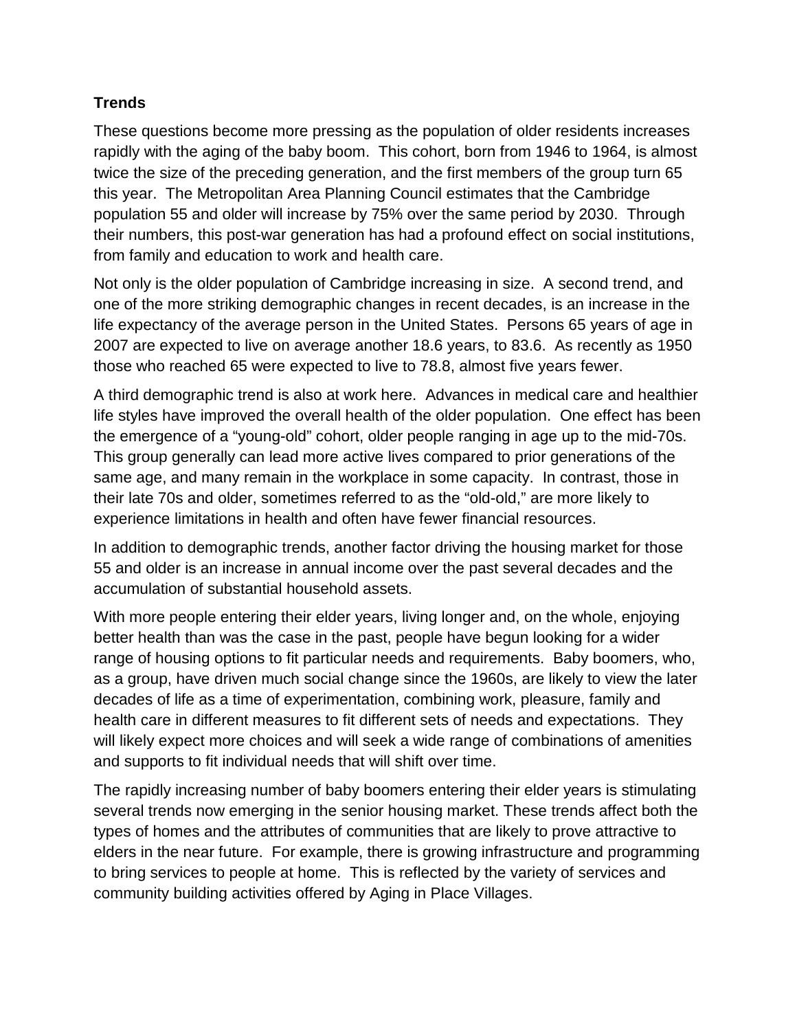**Trends**

These questions become more pressing as the population of older residents increases rapidly with the aging of the baby boom. This cohort, born from 1946 to 1964, is almost twice the size of the preceding generation, and the first members of the group turn 65 this year. The Metropolitan Area Planning Council estimates that the Cambridge population 55 and older will increase by 75% over the same period by 2030. Through their numbers, this post-war generation has had a profound effect on social institutions, from family and education to work and health care.

Not only is the older population of Cambridge increasing in size. A second trend, and one of the more striking demographic changes in recent decades, is an increase in the life expectancy of the average person in the United States. Persons 65 years of age in 2007 are expected to live on average another 18.6 years, to 83.6. As recently as 1950 those who reached 65 were expected to live to 78.8, almost five years fewer.

A third demographic trend is also at work here. Advances in medical care and healthier life styles have improved the overall health of the older population. One effect has been the emergence of a "young-old" cohort, older people ranging in age up to the mid-70s. This group generally can lead more active lives compared to prior generations of the same age, and many remain in the workplace in some capacity. In contrast, those in their late 70s and older, sometimes referred to as the "old-old," are more likely to experience limitations in health and often have fewer financial resources.

In addition to demographic trends, another factor driving the housing market for those 55 and older is an increase in annual income over the past several decades and the accumulation of substantial household assets.

With more people entering their elder years, living longer and, on the whole, enjoying better health than was the case in the past, people have begun looking for a wider range of housing options to fit particular needs and requirements. Baby boomers, who, as a group, have driven much social change since the 1960s, are likely to view the later decades of life as a time of experimentation, combining work, pleasure, family and health care in different measures to fit different sets of needs and expectations. They will likely expect more choices and will seek a wide range of combinations of amenities and supports to fit individual needs that will shift over time.

The rapidly increasing number of baby boomers entering their elder years is stimulating several trends now emerging in the senior housing market. These trends affect both the types of homes and the attributes of communities that are likely to prove attractive to elders in the near future. For example, there is growing infrastructure and programming to bring services to people at home. This is reflected by the variety of services and community building activities offered by Aging in Place Villages.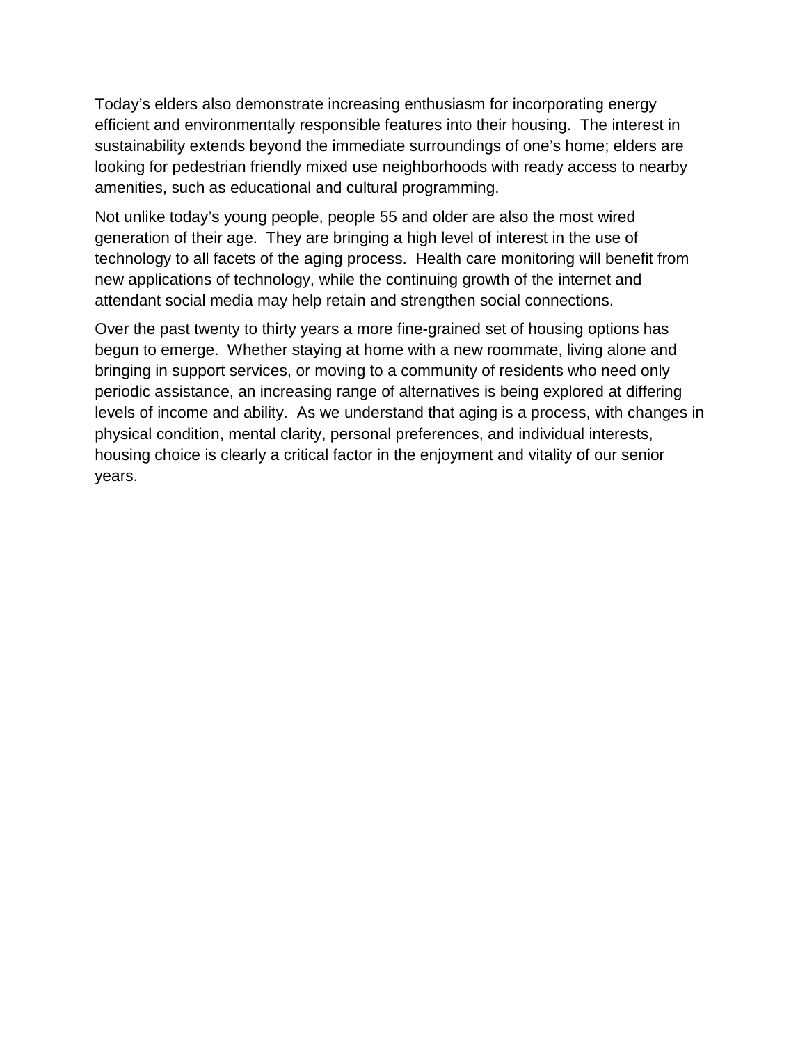Today's elders also demonstrate increasing enthusiasm for incorporating energy efficient and environmentally responsible features into their housing. The interest in sustainability extends beyond the immediate surroundings of one's home; elders are looking for pedestrian friendly mixed use neighborhoods with ready access to nearby amenities, such as educational and cultural programming.

Not unlike today's young people, people 55 and older are also the most wired generation of their age. They are bringing a high level of interest in the use of technology to all facets of the aging process. Health care monitoring will benefit from new applications of technology, while the continuing growth of the internet and attendant social media may help retain and strengthen social connections.

Over the past twenty to thirty years a more fine-grained set of housing options has begun to emerge. Whether staying at home with a new roommate, living alone and bringing in support services, or moving to a community of residents who need only periodic assistance, an increasing range of alternatives is being explored at differing levels of income and ability. As we understand that aging is a process, with changes in physical condition, mental clarity, personal preferences, and individual interests, housing choice is clearly a critical factor in the enjoyment and vitality of our senior years.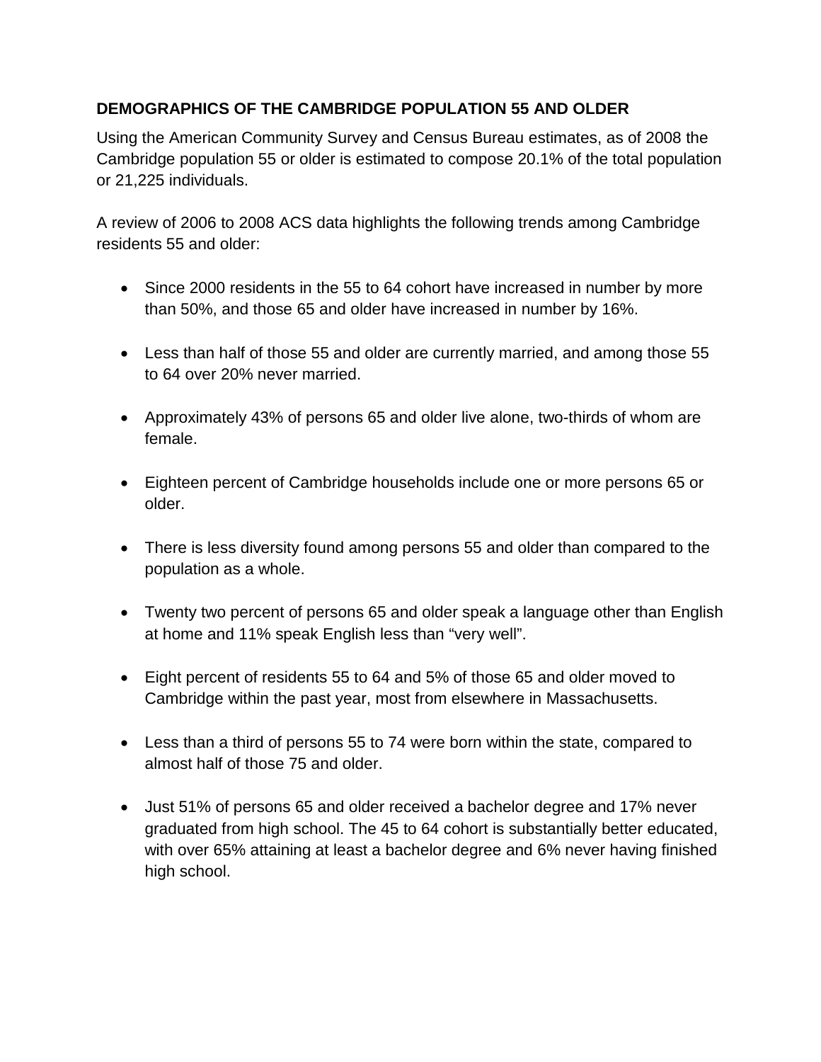**DEMOGRAPHICS OF THE CAMBRIDGE POPULATION 55 AND OLDER**

Using the American Community Survey and Census Bureau estimates, as of 2008 the Cambridge population 55 or older is estimated to compose 20.1% of the total population or 21,225 individuals.

A review of 2006 to 2008 ACS data highlights the following trends among Cambridge residents 55 and older:

- Since 2000 residents in the 55 to 64 cohort have increased in number by more than 50%, and those 65 and older have increased in number by 16%.
- Less than half of those 55 and older are currently married, and among those 55 to 64 over 20% never married.
- Approximately 43% of persons 65 and older live alone, two-thirds of whom are female.
- Eighteen percent of Cambridge households include one or more persons 65 or older.
- There is less diversity found among persons 55 and older than compared to the population as a whole.
- Twenty two percent of persons 65 and older speak a language other than English at home and 11% speak English less than "very well".
- Eight percent of residents 55 to 64 and 5% of those 65 and older moved to Cambridge within the past year, most from elsewhere in Massachusetts.
- Less than a third of persons 55 to 74 were born within the state, compared to almost half of those 75 and older.
- Just 51% of persons 65 and older received a bachelor degree and 17% never graduated from high school. The 45 to 64 cohort is substantially better educated, with over 65% attaining at least a bachelor degree and 6% never having finished high school.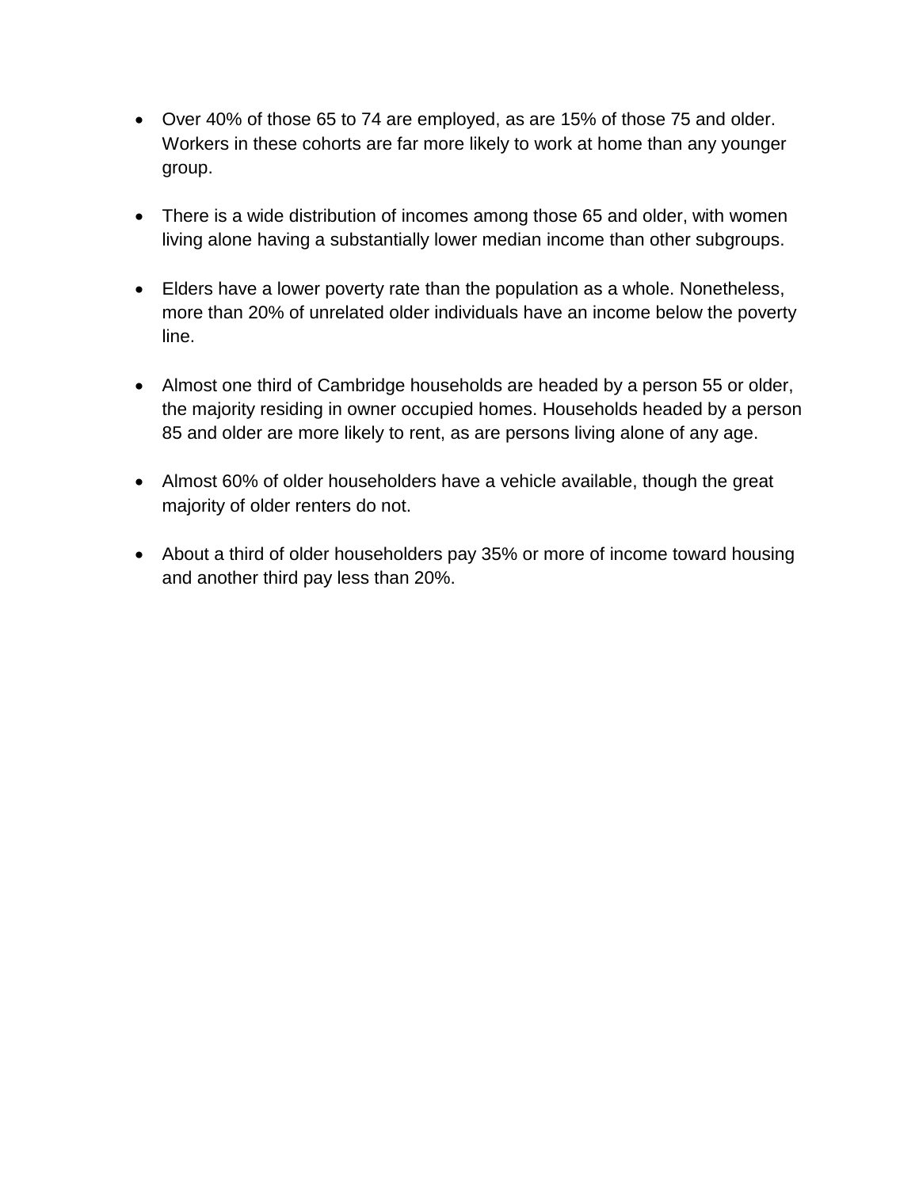- Over 40% of those 65 to 74 are employed, as are 15% of those 75 and older. Workers in these cohorts are far more likely to work at home than any younger group.

- There is a wide distribution of incomes among those 65 and older, with women living alone having a substantially lower median income than other subgroups.

- Elders have a lower poverty rate than the population as a whole. Nonetheless, more than 20% of unrelated older individuals have an income below the poverty line.

- Almost one third of Cambridge households are headed by a person 55 or older, the majority residing in owner occupied homes. Households headed by a person 85 and older are more likely to rent, as are persons living alone of any age.

- Almost 60% of older householders have a vehicle available, though the great majority of older renters do not.

- About a third of older householders pay 35% or more of income toward housing and another third pay less than 20%.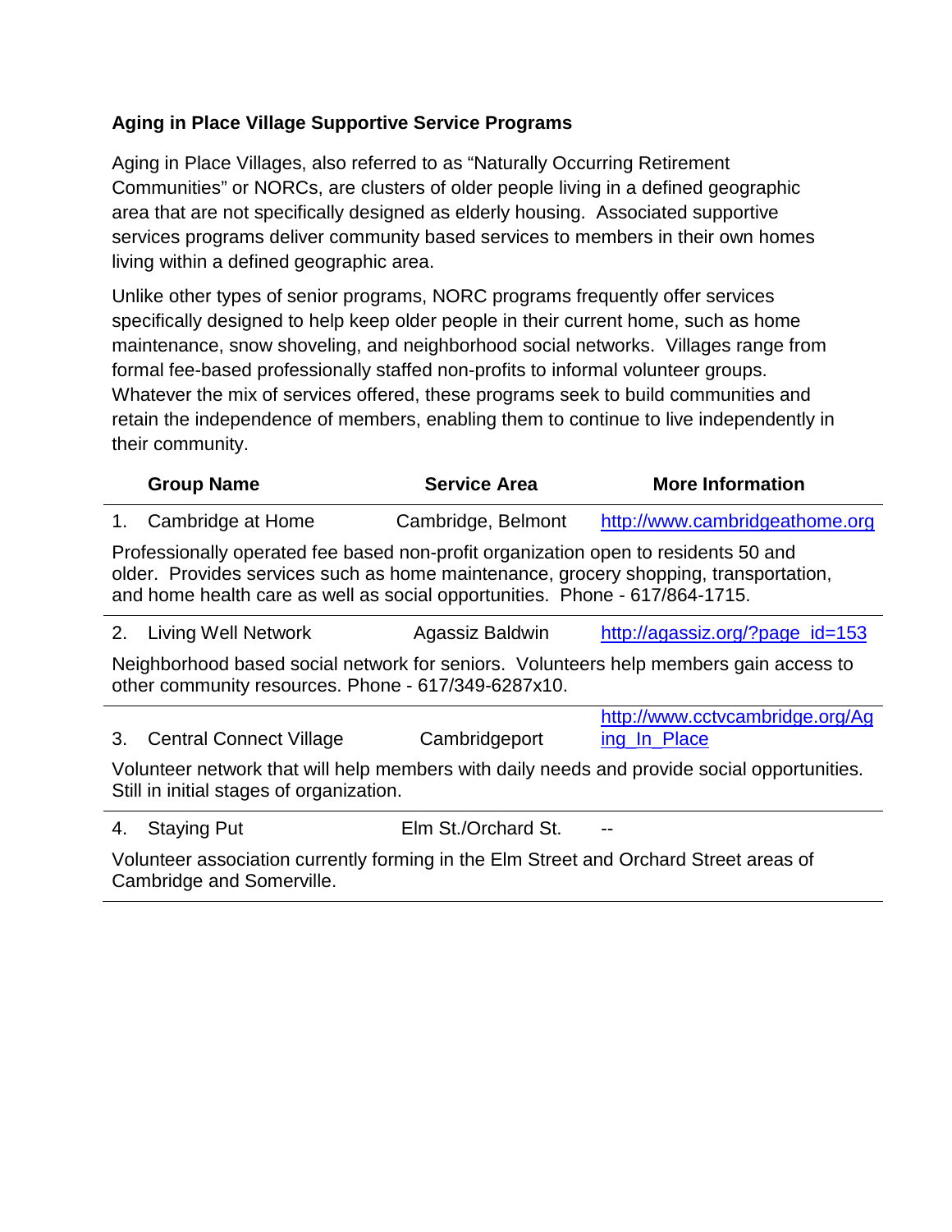**Aging in Place Village Supportive Service Programs**

Aging in Place Villages, also referred to as "Naturally Occurring Retirement Communities" or NORCs, are clusters of older people living in a defined geographic area that are not specifically designed as elderly housing. Associated supportive services programs deliver community based services to members in their own homes living within a defined geographic area.

Unlike other types of senior programs, NORC programs frequently offer services specifically designed to help keep older people in their current home, such as home maintenance, snow shoveling, and neighborhood social networks. Villages range from formal fee-based professionally staffed non-profits to informal volunteer groups. Whatever the mix of services offered, these programs seek to build communities and retain the independence of members, enabling them to continue to live independently in their community.

| | Group Name | Service Area | More Information |
|---|---|---|---|
| 1. | Cambridge at Home | Cambridge, Belmont | http://www.cambridgeathome.org |

Professionally operated fee based non-profit organization open to residents 50 and older. Provides services such as home maintenance, grocery shopping, transportation, and home health care as well as social opportunities. Phone - 617/864-1715.

| | Group Name | Service Area | More Information |
|---|---|---|---|
| 2. | Living Well Network | Agassiz Baldwin | http://agassiz.org/?page_id=153 |

Neighborhood based social network for seniors. Volunteers help members gain access to other community resources. Phone - 617/349-6287x10.

| | Group Name | Service Area | More Information |
|---|---|---|---|
| 3. | Central Connect Village | Cambridgeport | http://www.cctvcambridge.org/Aging_In_Place |

Volunteer network that will help members with daily needs and provide social opportunities. Still in initial stages of organization.

| | Group Name | Service Area | More Information |
|---|---|---|---|
| 4. | Staying Put | Elm St./Orchard St. | -- |

Volunteer association currently forming in the Elm Street and Orchard Street areas of Cambridge and Somerville.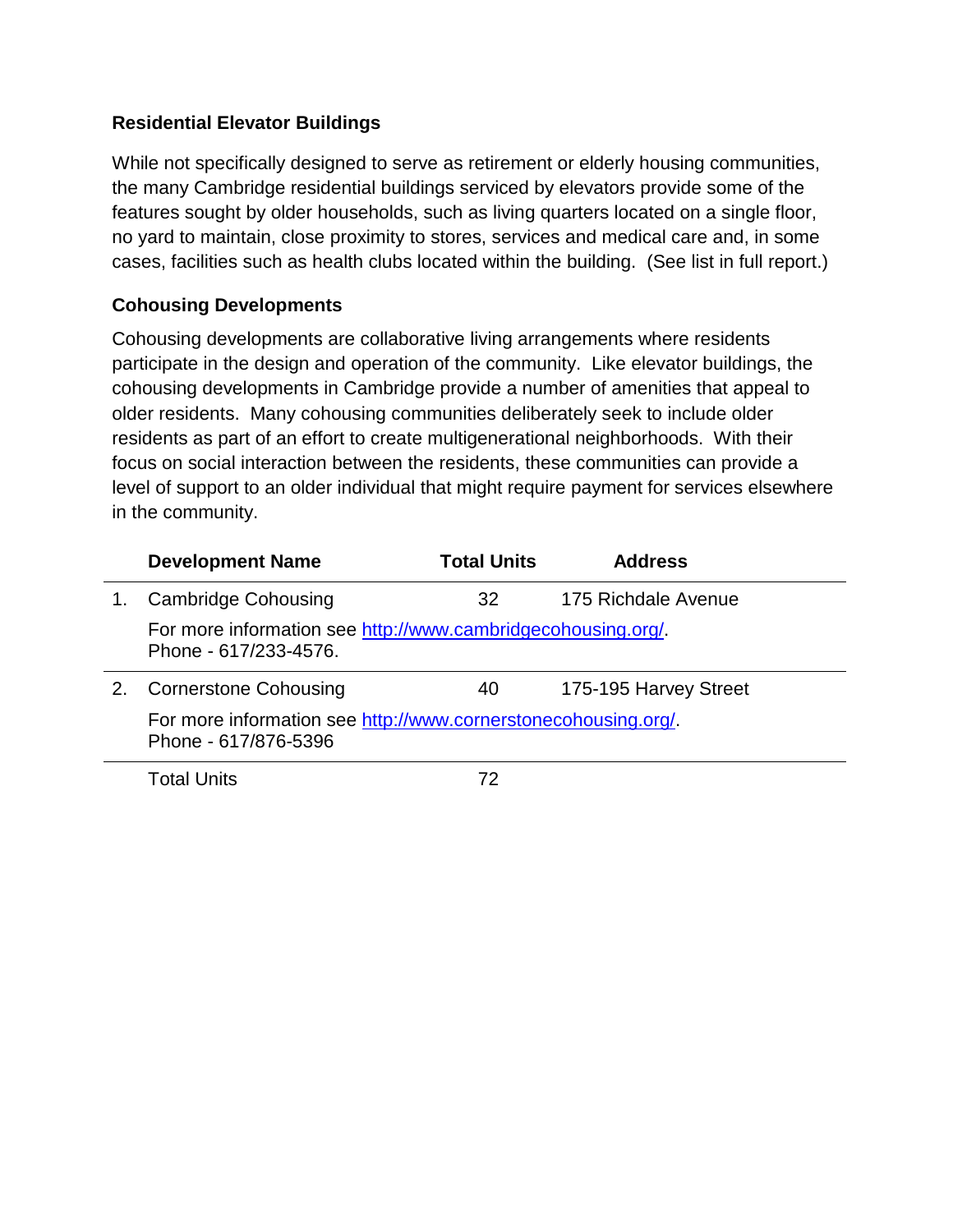### Residential Elevator Buildings

While not specifically designed to serve as retirement or elderly housing communities, the many Cambridge residential buildings serviced by elevators provide some of the features sought by older households, such as living quarters located on a single floor, no yard to maintain, close proximity to stores, services and medical care and, in some cases, facilities such as health clubs located within the building. (See list in full report.)

### Cohousing Developments

Cohousing developments are collaborative living arrangements where residents participate in the design and operation of the community. Like elevator buildings, the cohousing developments in Cambridge provide a number of amenities that appeal to older residents. Many cohousing communities deliberately seek to include older residents as part of an effort to create multigenerational neighborhoods. With their focus on social interaction between the residents, these communities can provide a level of support to an older individual that might require payment for services elsewhere in the community.

| | Development Name | Total Units | Address |
|---|---|---|---|
| 1. | Cambridge Cohousing | 32 | 175 Richdale Avenue |
| | For more information see http://www.cambridgecohousing.org/. Phone - 617/233-4576. | | |
| 2. | Cornerstone Cohousing | 40 | 175-195 Harvey Street |
| | For more information see http://www.cornerstonecohousing.org/. Phone - 617/876-5396 | | |
| | Total Units | 72 | |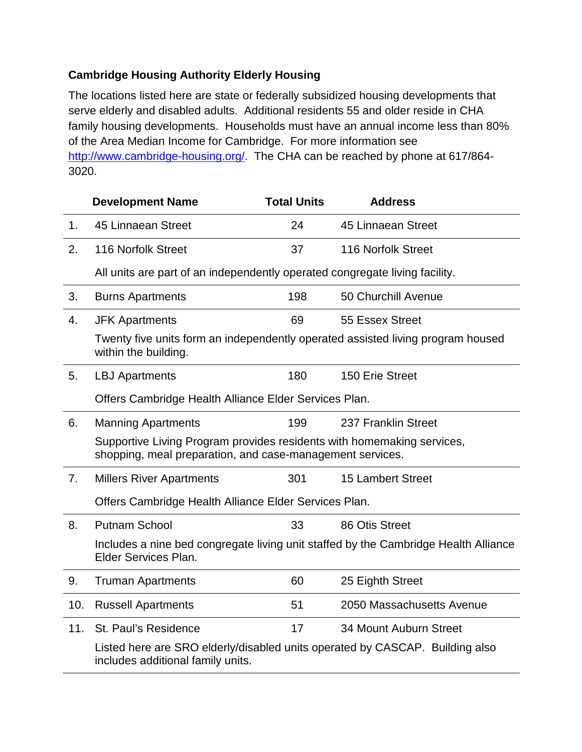**Cambridge Housing Authority Elderly Housing**

The locations listed here are state or federally subsidized housing developments that serve elderly and disabled adults. Additional residents 55 and older reside in CHA family housing developments. Households must have an annual income less than 80% of the Area Median Income for Cambridge. For more information see http://www.cambridge-housing.org/. The CHA can be reached by phone at 617/864-3020.

| | Development Name | Total Units | Address |
|---|---|---|---|
| 1. | 45 Linnaean Street | 24 | 45 Linnaean Street |
| 2. | 116 Norfolk Street | 37 | 116 Norfolk Street |
| | All units are part of an independently operated congregate living facility. | | |
| 3. | Burns Apartments | 198 | 50 Churchill Avenue |
| 4. | JFK Apartments | 69 | 55 Essex Street |
| | Twenty five units form an independently operated assisted living program housed within the building. | | |
| 5. | LBJ Apartments | 180 | 150 Erie Street |
| | Offers Cambridge Health Alliance Elder Services Plan. | | |
| 6. | Manning Apartments | 199 | 237 Franklin Street |
| | Supportive Living Program provides residents with homemaking services, shopping, meal preparation, and case-management services. | | |
| 7. | Millers River Apartments | 301 | 15 Lambert Street |
| | Offers Cambridge Health Alliance Elder Services Plan. | | |
| 8. | Putnam School | 33 | 86 Otis Street |
| | Includes a nine bed congregate living unit staffed by the Cambridge Health Alliance Elder Services Plan. | | |
| 9. | Truman Apartments | 60 | 25 Eighth Street |
| 10. | Russell Apartments | 51 | 2050 Massachusetts Avenue |
| 11. | St. Paul's Residence | 17 | 34 Mount Auburn Street |
| | Listed here are SRO elderly/disabled units operated by CASCAP. Building also includes additional family units. | | |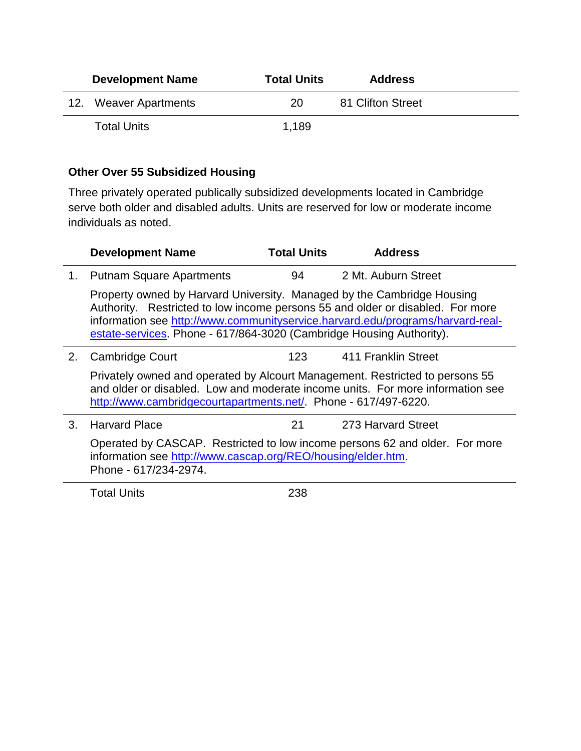| | Development Name | Total Units | Address |
|---|---|---|---|
| 12. | Weaver Apartments | 20 | 81 Clifton Street |
| | Total Units | 1,189 | |

**Other Over 55 Subsidized Housing**

Three privately operated publically subsidized developments located in Cambridge serve both older and disabled adults. Units are reserved for low or moderate income individuals as noted.

| | Development Name | Total Units | Address |
|---|---|---|---|
| 1. | Putnam Square Apartments | 94 | 2 Mt. Auburn Street |
| | Property owned by Harvard University. Managed by the Cambridge Housing Authority. Restricted to low income persons 55 and older or disabled. For more information see http://www.communityservice.harvard.edu/programs/harvard-real-estate-services. Phone - 617/864-3020 (Cambridge Housing Authority). | | |
| 2. | Cambridge Court | 123 | 411 Franklin Street |
| | Privately owned and operated by Alcourt Management. Restricted to persons 55 and older or disabled. Low and moderate income units. For more information see http://www.cambridgecourtapartments.net/. Phone - 617/497-6220. | | |
| 3. | Harvard Place | 21 | 273 Harvard Street |
| | Operated by CASCAP. Restricted to low income persons 62 and older. For more information see http://www.cascap.org/REO/housing/elder.htm. Phone - 617/234-2974. | | |
| | Total Units | 238 | |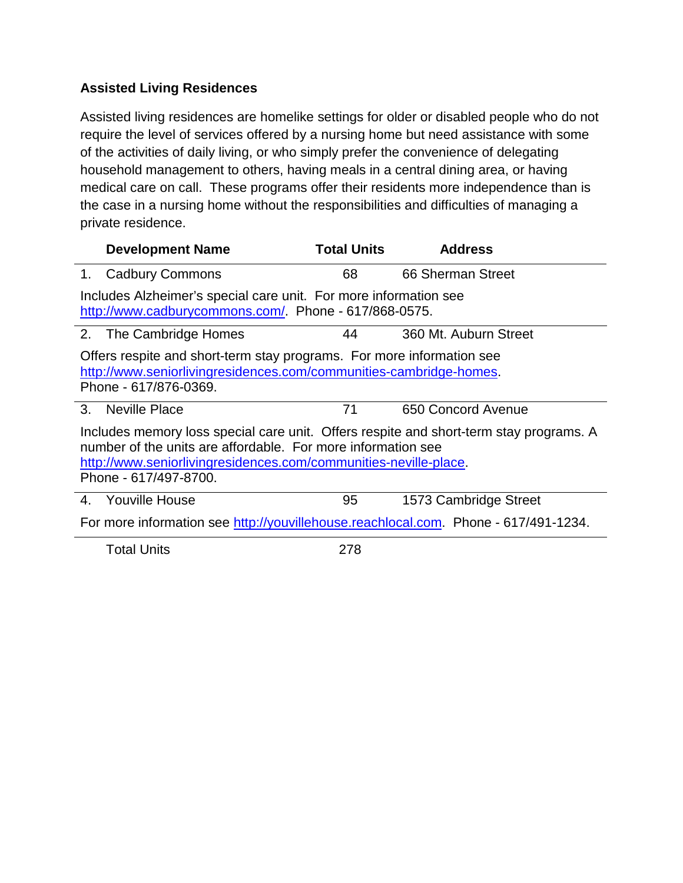### Assisted Living Residences

Assisted living residences are homelike settings for older or disabled people who do not require the level of services offered by a nursing home but need assistance with some of the activities of daily living, or who simply prefer the convenience of delegating household management to others, having meals in a central dining area, or having medical care on call. These programs offer their residents more independence than is the case in a nursing home without the responsibilities and difficulties of managing a private residence.

| | Development Name | Total Units | Address |
|---|---|---|---|
| 1. | Cadbury Commons | 68 | 66 Sherman Street |
| | Includes Alzheimer's special care unit. For more information see http://www.cadburycommons.com/. Phone - 617/868-0575. | | |
| 2. | The Cambridge Homes | 44 | 360 Mt. Auburn Street |
| | Offers respite and short-term stay programs. For more information see http://www.seniorlivingresidences.com/communities-cambridge-homes. Phone - 617/876-0369. | | |
| 3. | Neville Place | 71 | 650 Concord Avenue |
| | Includes memory loss special care unit. Offers respite and short-term stay programs. A number of the units are affordable. For more information see http://www.seniorlivingresidences.com/communities-neville-place. Phone - 617/497-8700. | | |
| 4. | Youville House | 95 | 1573 Cambridge Street |
| | For more information see http://youvillehouse.reachlocal.com. Phone - 617/491-1234. | | |
| | Total Units | 278 | |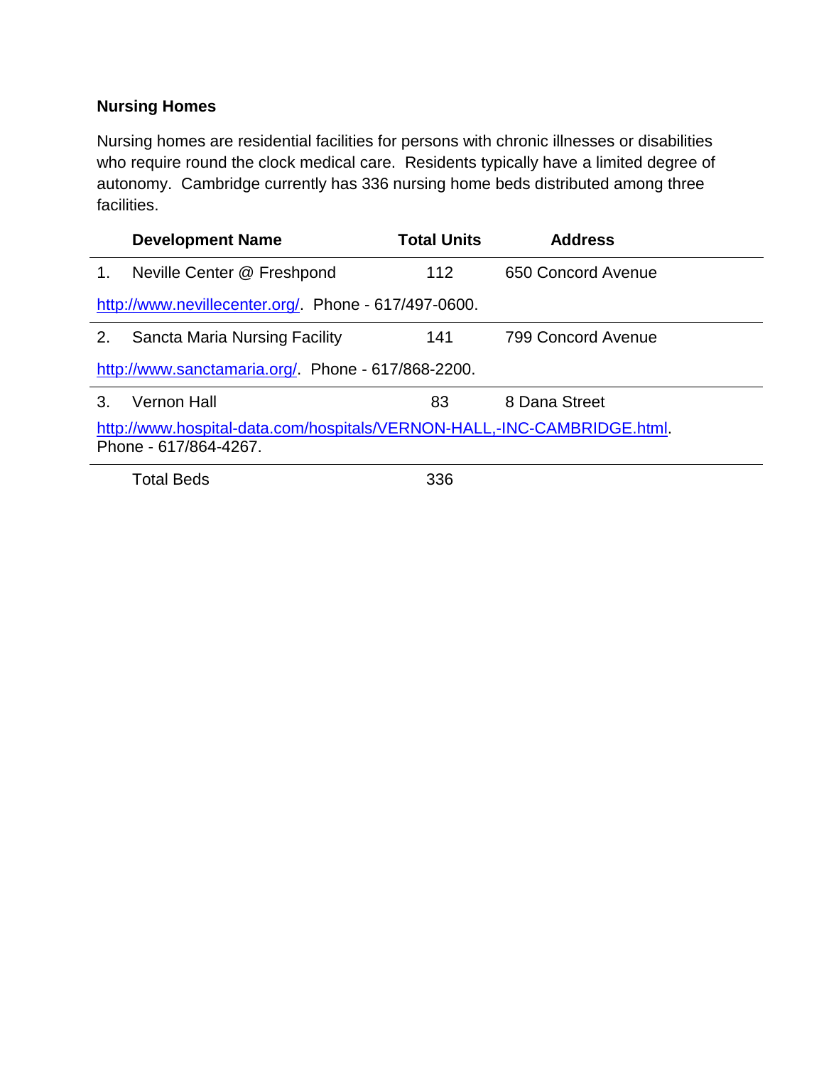### Nursing Homes

Nursing homes are residential facilities for persons with chronic illnesses or disabilities who require round the clock medical care. Residents typically have a limited degree of autonomy. Cambridge currently has 336 nursing home beds distributed among three facilities.

| | Development Name | Total Units | Address |
|---|---|---|---|
| 1. | Neville Center @ Freshpond | 112 | 650 Concord Avenue |
| http://www.nevillecenter.org/. Phone - 617/497-0600. | | | |
| 2. | Sancta Maria Nursing Facility | 141 | 799 Concord Avenue |
| http://www.sanctamaria.org/. Phone - 617/868-2200. | | | |
| 3. | Vernon Hall | 83 | 8 Dana Street |
| http://www.hospital-data.com/hospitals/VERNON-HALL,-INC-CAMBRIDGE.html. Phone - 617/864-4267. | | | |
| | Total Beds | 336 | |